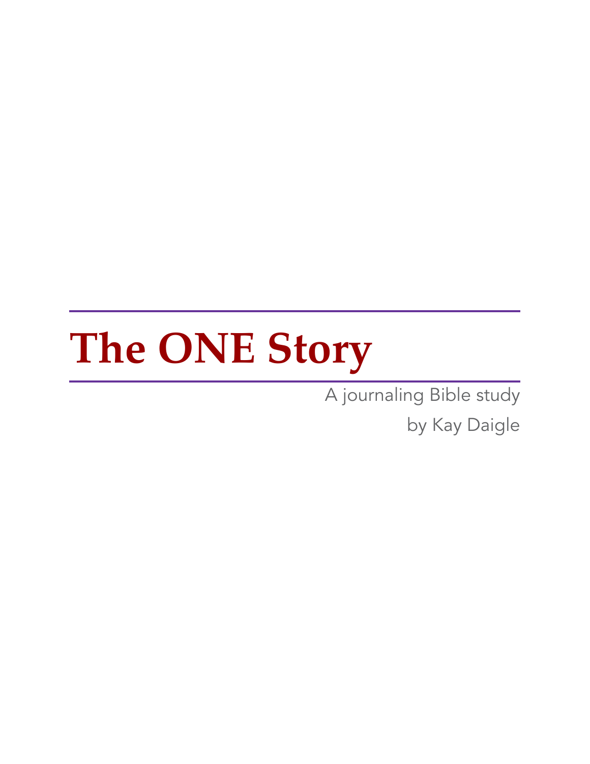# The ONE Story

A journaling Bible study

by Kay Daigle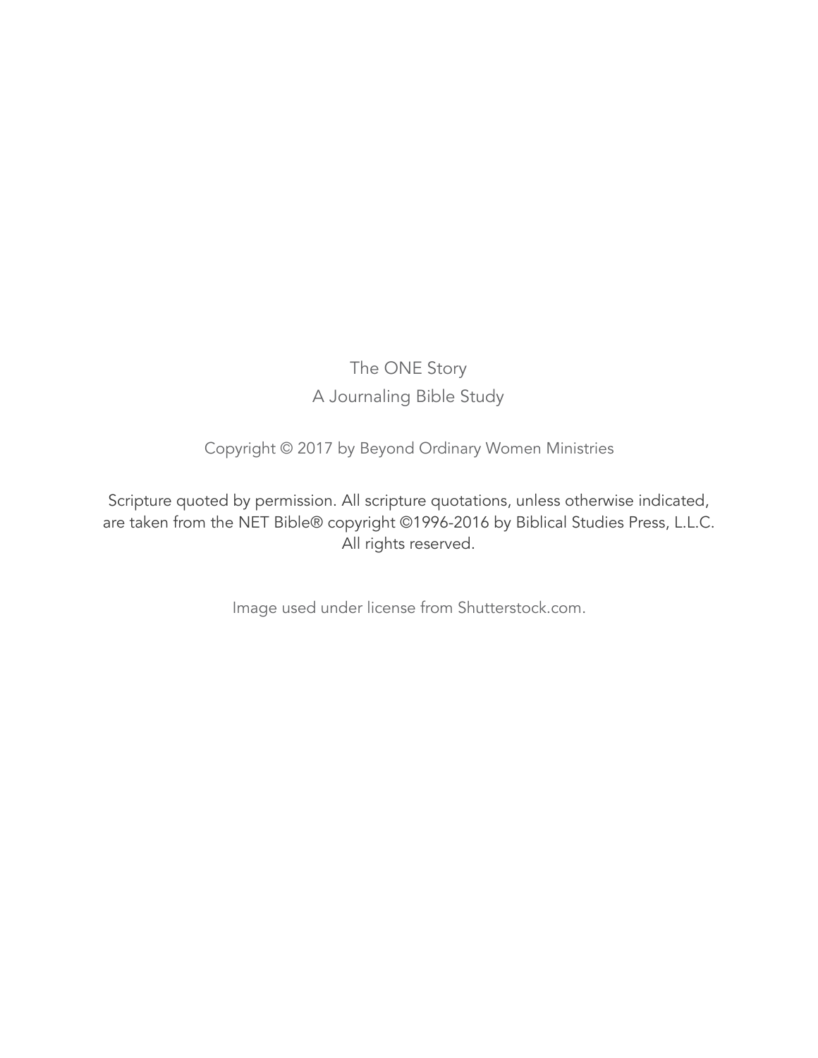The ONE Story

A Journaling Bible Study

Copyright © 2017 by Beyond Ordinary Women Ministries

Scripture quoted by permission. All scripture quotations, unless otherwise indicated, are taken from the NET Bible® copyright ©1996-2016 by Biblical Studies Press, L.L.C. All rights reserved.

Image used under license from Shutterstock.com.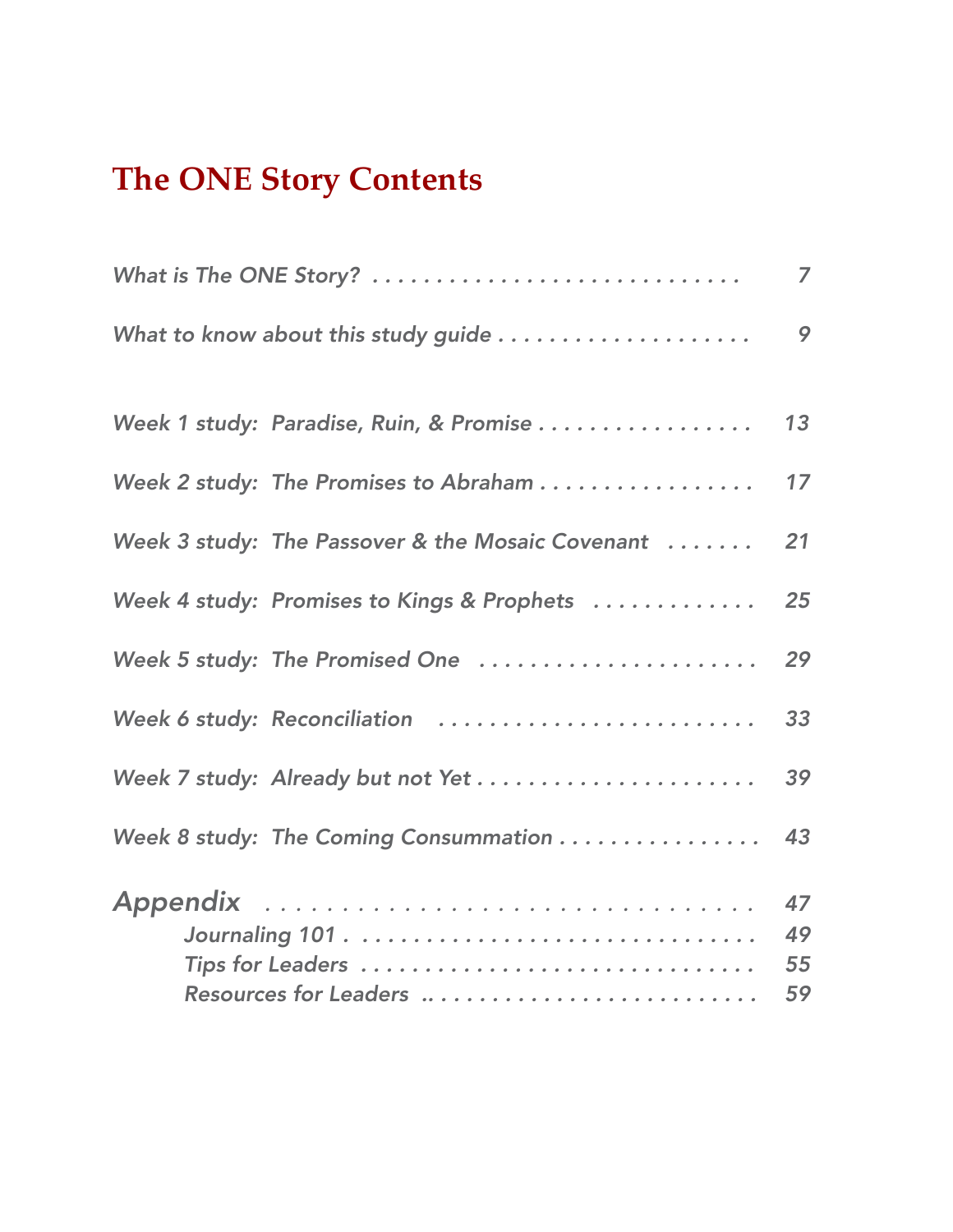# The ONE Story Contents

*What is The ONE Story? . . . . . . . . . . . . . . . . . . . . . . . . . . . . 7*

*What to know about this study guide . . . . . . . . . . . . . . . . . . . . 9*

*Week 1 study: Paradise, Ruin, & Promise . . . . . . . . . . . . . . . . . 13*

*Week 2 study: The Promises to Abraham . . . . . . . . . . . . . . . . . 17*

*Week 3 study: The Passover & the Mosaic Covenant . . . . . . . 21*

*Week 4 study: Promises to Kings & Prophets . . . . . . . . . . . . . 25*

*Week 5 study: The Promised One . . . . . . . . . . . . . . . . . . . . . . 29*

*Week 6 study: Reconciliation . . . . . . . . . . . . . . . . . . . . . . . . . 33*

*Week 7 study: Already but not Yet . . . . . . . . . . . . . . . . . . . . . . 39*

*Week 8 study: The Coming Consummation . . . . . . . . . . . . . . . . 43*

*Appendix . . . . . . . . . . . . . . . . . . . . . . . . . . . . . . . . . . 47*

- *Journaling 101 . . . . . . . . . . . . . . . . . . . . . . . . . . . . . . . 49*
- *Tips for Leaders . . . . . . . . . . . . . . . . . . . . . . . . . . . . . . 55*
- *Resources for Leaders .. . . . . . . . . . . . . . . . . . . . . . . . . 59*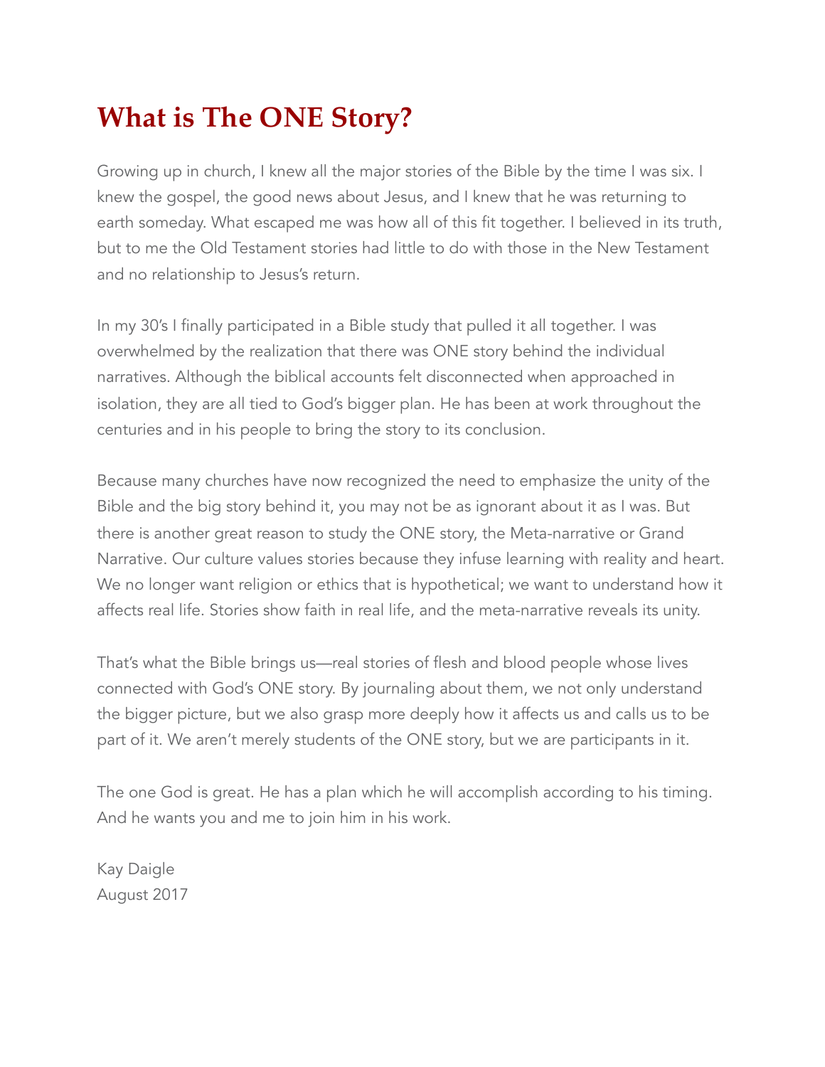# What is The ONE Story?

Growing up in church, I knew all the major stories of the Bible by the time I was six. I knew the gospel, the good news about Jesus, and I knew that he was returning to earth someday. What escaped me was how all of this fit together. I believed in its truth, but to me the Old Testament stories had little to do with those in the New Testament and no relationship to Jesus's return.

In my 30's I finally participated in a Bible study that pulled it all together. I was overwhelmed by the realization that there was ONE story behind the individual narratives. Although the biblical accounts felt disconnected when approached in isolation, they are all tied to God's bigger plan. He has been at work throughout the centuries and in his people to bring the story to its conclusion.

Because many churches have now recognized the need to emphasize the unity of the Bible and the big story behind it, you may not be as ignorant about it as I was. But there is another great reason to study the ONE story, the Meta-narrative or Grand Narrative. Our culture values stories because they infuse learning with reality and heart. We no longer want religion or ethics that is hypothetical; we want to understand how it affects real life. Stories show faith in real life, and the meta-narrative reveals its unity.

That's what the Bible brings us—real stories of flesh and blood people whose lives connected with God's ONE story. By journaling about them, we not only understand the bigger picture, but we also grasp more deeply how it affects us and calls us to be part of it. We aren't merely students of the ONE story, but we are participants in it.

The one God is great. He has a plan which he will accomplish according to his timing. And he wants you and me to join him in his work.

Kay Daigle
August 2017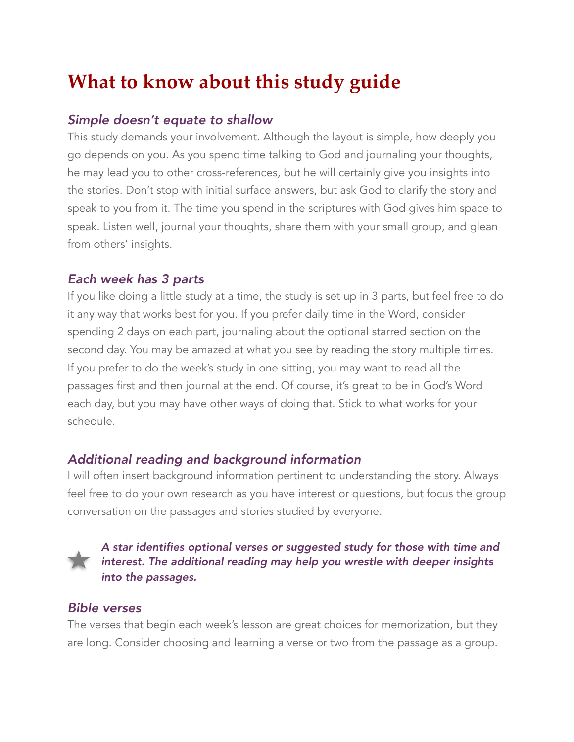# What to know about this study guide

### *Simple doesn't equate to shallow*

This study demands your involvement. Although the layout is simple, how deeply you go depends on you. As you spend time talking to God and journaling your thoughts, he may lead you to other cross-references, but he will certainly give you insights into the stories. Don't stop with initial surface answers, but ask God to clarify the story and speak to you from it. The time you spend in the scriptures with God gives him space to speak. Listen well, journal your thoughts, share them with your small group, and glean from others' insights.

### *Each week has 3 parts*

If you like doing a little study at a time, the study is set up in 3 parts, but feel free to do it any way that works best for you. If you prefer daily time in the Word, consider spending 2 days on each part, journaling about the optional starred section on the second day. You may be amazed at what you see by reading the story multiple times. If you prefer to do the week's study in one sitting, you may want to read all the passages first and then journal at the end. Of course, it's great to be in God's Word each day, but you may have other ways of doing that. Stick to what works for your schedule.

### *Additional reading and background information*

I will often insert background information pertinent to understanding the story. Always feel free to do your own research as you have interest or questions, but focus the group conversation on the passages and stories studied by everyone.

★ ***A star identifies optional verses or suggested study for those with time and interest. The additional reading may help you wrestle with deeper insights into the passages.***

### *Bible verses*

The verses that begin each week's lesson are great choices for memorization, but they are long. Consider choosing and learning a verse or two from the passage as a group.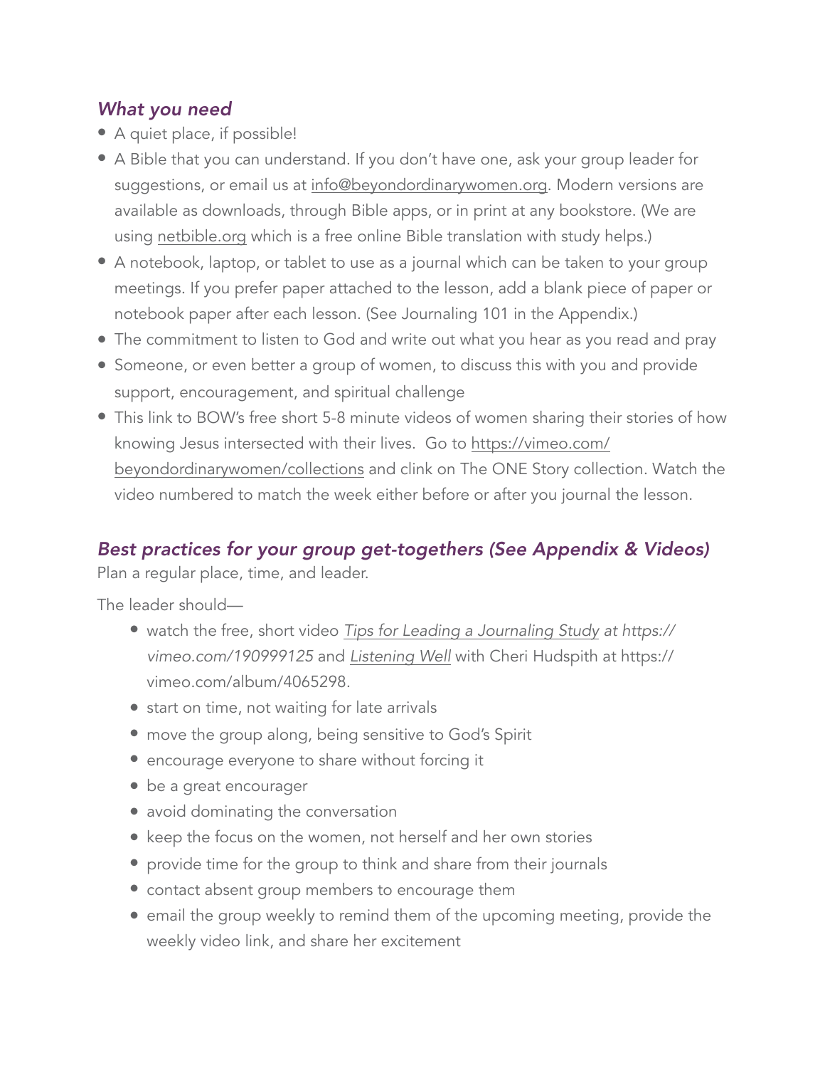### *What you need*

- A quiet place, if possible!
- A Bible that you can understand. If you don't have one, ask your group leader for suggestions, or email us at info@beyondordinarywomen.org. Modern versions are available as downloads, through Bible apps, or in print at any bookstore. (We are using netbible.org which is a free online Bible translation with study helps.)
- A notebook, laptop, or tablet to use as a journal which can be taken to your group meetings. If you prefer paper attached to the lesson, add a blank piece of paper or notebook paper after each lesson. (See Journaling 101 in the Appendix.)
- The commitment to listen to God and write out what you hear as you read and pray
- Someone, or even better a group of women, to discuss this with you and provide support, encouragement, and spiritual challenge
- This link to BOW's free short 5-8 minute videos of women sharing their stories of how knowing Jesus intersected with their lives. Go to https://vimeo.com/beyondordinarywomen/collections and clink on The ONE Story collection. Watch the video numbered to match the week either before or after you journal the lesson.

### *Best practices for your group get-togethers (See Appendix & Videos)*

Plan a regular place, time, and leader.

The leader should—

- watch the free, short video *Tips for Leading a Journaling Study at https://vimeo.com/190999125* and *Listening Well* with Cheri Hudspith at https://vimeo.com/album/4065298.
- start on time, not waiting for late arrivals
- move the group along, being sensitive to God's Spirit
- encourage everyone to share without forcing it
- be a great encourager
- avoid dominating the conversation
- keep the focus on the women, not herself and her own stories
- provide time for the group to think and share from their journals
- contact absent group members to encourage them
- email the group weekly to remind them of the upcoming meeting, provide the weekly video link, and share her excitement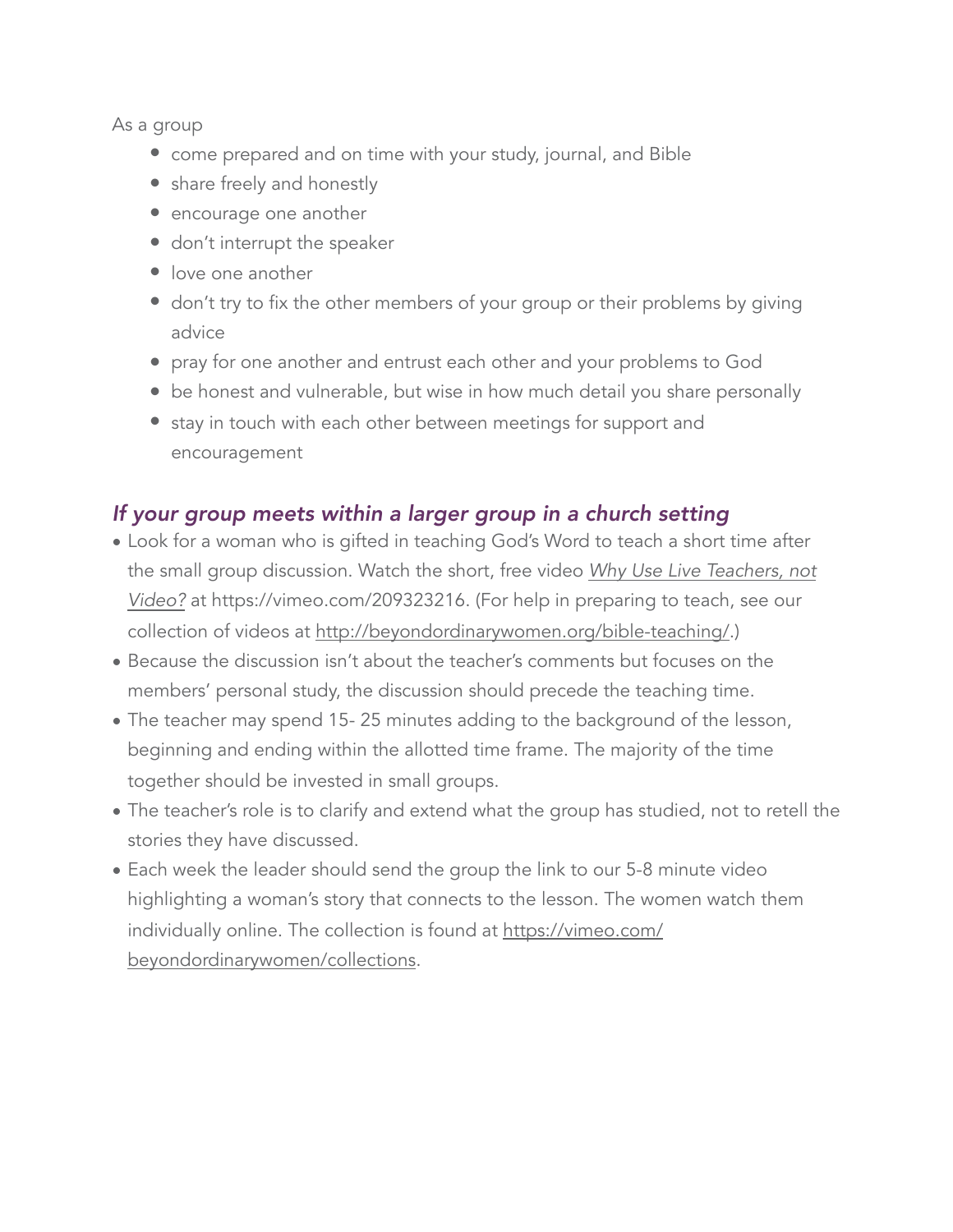As a group

- come prepared and on time with your study, journal, and Bible
- share freely and honestly
- encourage one another
- don't interrupt the speaker
- love one another
- don't try to fix the other members of your group or their problems by giving advice
- pray for one another and entrust each other and your problems to God
- be honest and vulnerable, but wise in how much detail you share personally
- stay in touch with each other between meetings for support and encouragement

### *If your group meets within a larger group in a church setting*

- Look for a woman who is gifted in teaching God's Word to teach a short time after the small group discussion. Watch the short, free video *Why Use Live Teachers, not Video?* at https://vimeo.com/209323216. (For help in preparing to teach, see our collection of videos at http://beyondordinarywomen.org/bible-teaching/.)
- Because the discussion isn't about the teacher's comments but focuses on the members' personal study, the discussion should precede the teaching time.
- The teacher may spend 15- 25 minutes adding to the background of the lesson, beginning and ending within the allotted time frame. The majority of the time together should be invested in small groups.
- The teacher's role is to clarify and extend what the group has studied, not to retell the stories they have discussed.
- Each week the leader should send the group the link to our 5-8 minute video highlighting a woman's story that connects to the lesson. The women watch them individually online. The collection is found at https://vimeo.com/beyondordinarywomen/collections.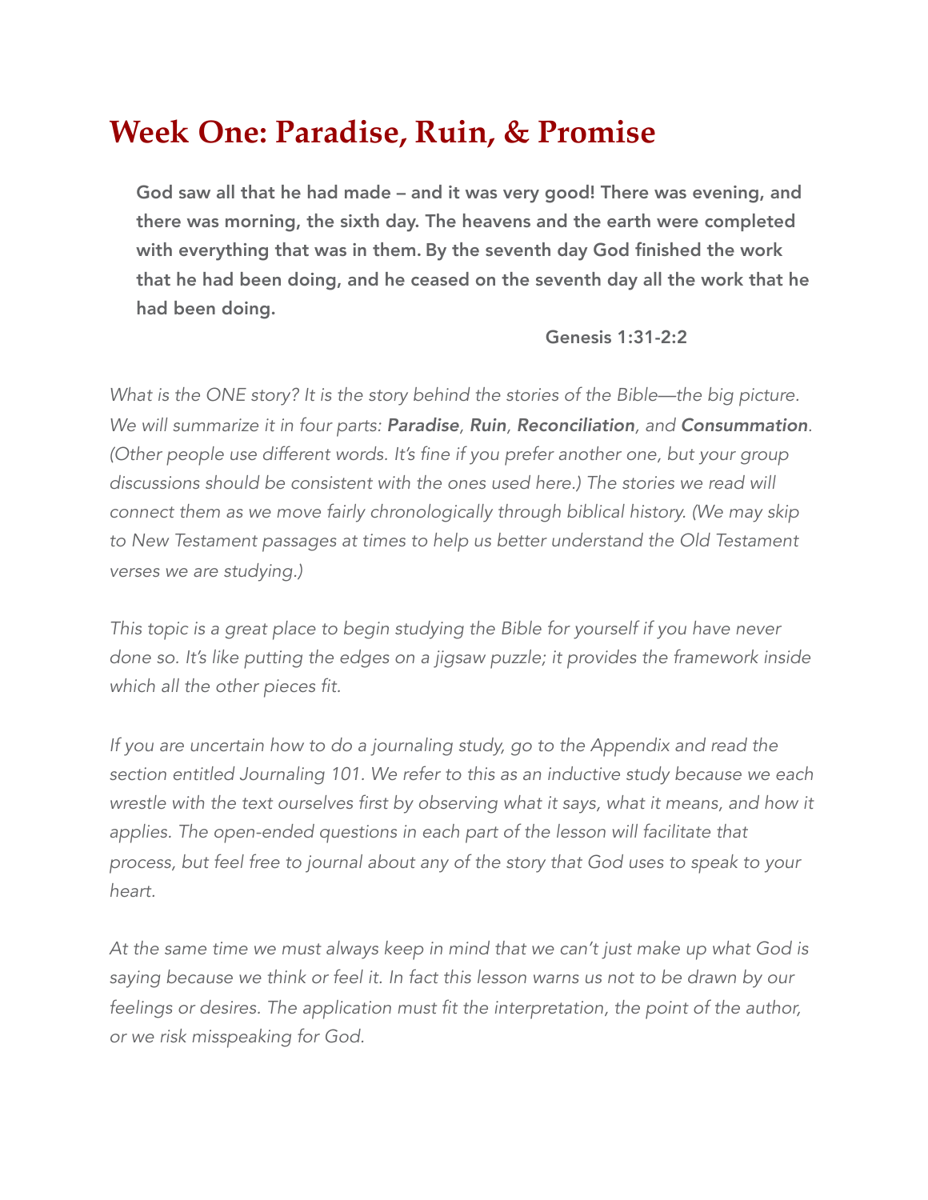# Week One: Paradise, Ruin, & Promise

> **God saw all that he had made – and it was very good! There was evening, and there was morning, the sixth day. The heavens and the earth were completed with everything that was in them. By the seventh day God finished the work that he had been doing, and he ceased on the seventh day all the work that he had been doing.**
>
> **Genesis 1:31-2:2**

*What is the ONE story? It is the story behind the stories of the Bible—the big picture. We will summarize it in four parts:* ***Paradise****,* ***Ruin****,* ***Reconciliation****, and* ***Consummation****. (Other people use different words. It's fine if you prefer another one, but your group discussions should be consistent with the ones used here.) The stories we read will connect them as we move fairly chronologically through biblical history. (We may skip to New Testament passages at times to help us better understand the Old Testament verses we are studying.)*

*This topic is a great place to begin studying the Bible for yourself if you have never done so. It's like putting the edges on a jigsaw puzzle; it provides the framework inside which all the other pieces fit.*

*If you are uncertain how to do a journaling study, go to the Appendix and read the section entitled Journaling 101. We refer to this as an inductive study because we each wrestle with the text ourselves first by observing what it says, what it means, and how it applies. The open-ended questions in each part of the lesson will facilitate that process, but feel free to journal about any of the story that God uses to speak to your heart.*

*At the same time we must always keep in mind that we can't just make up what God is saying because we think or feel it. In fact this lesson warns us not to be drawn by our feelings or desires. The application must fit the interpretation, the point of the author, or we risk misspeaking for God.*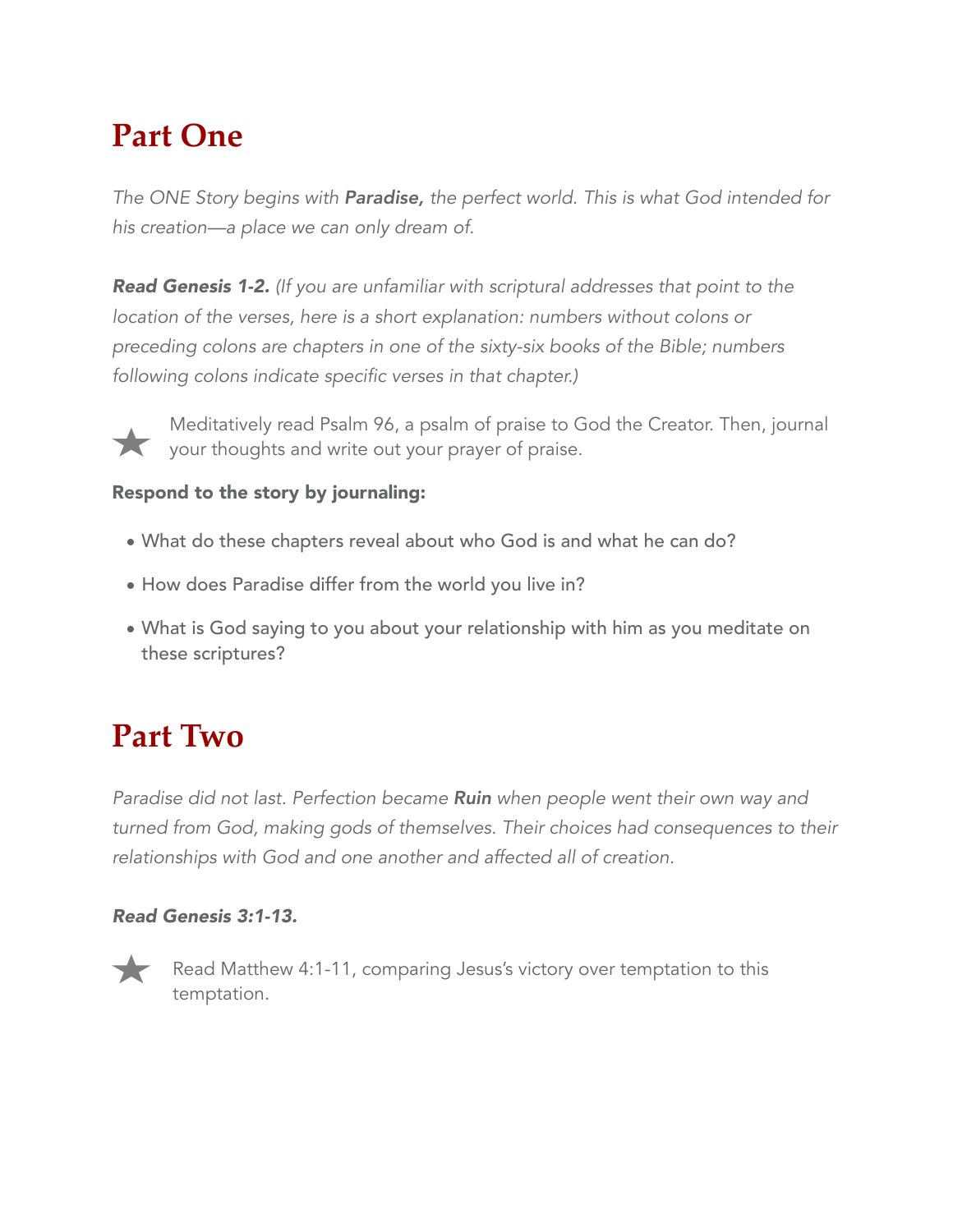## Part One

*The ONE Story begins with **Paradise,** the perfect world. This is what God intended for his creation—a place we can only dream of.*

***Read Genesis 1-2.*** *(If you are unfamiliar with scriptural addresses that point to the location of the verses, here is a short explanation: numbers without colons or preceding colons are chapters in one of the sixty-six books of the Bible; numbers following colons indicate specific verses in that chapter.)*

★ Meditatively read Psalm 96, a psalm of praise to God the Creator. Then, journal your thoughts and write out your prayer of praise.

**Respond to the story by journaling:**

- What do these chapters reveal about who God is and what he can do?
- How does Paradise differ from the world you live in?
- What is God saying to you about your relationship with him as you meditate on these scriptures?

## Part Two

*Paradise did not last. Perfection became **Ruin** when people went their own way and turned from God, making gods of themselves. Their choices had consequences to their relationships with God and one another and affected all of creation.*

***Read Genesis 3:1-13.***

★ Read Matthew 4:1-11, comparing Jesus's victory over temptation to this temptation.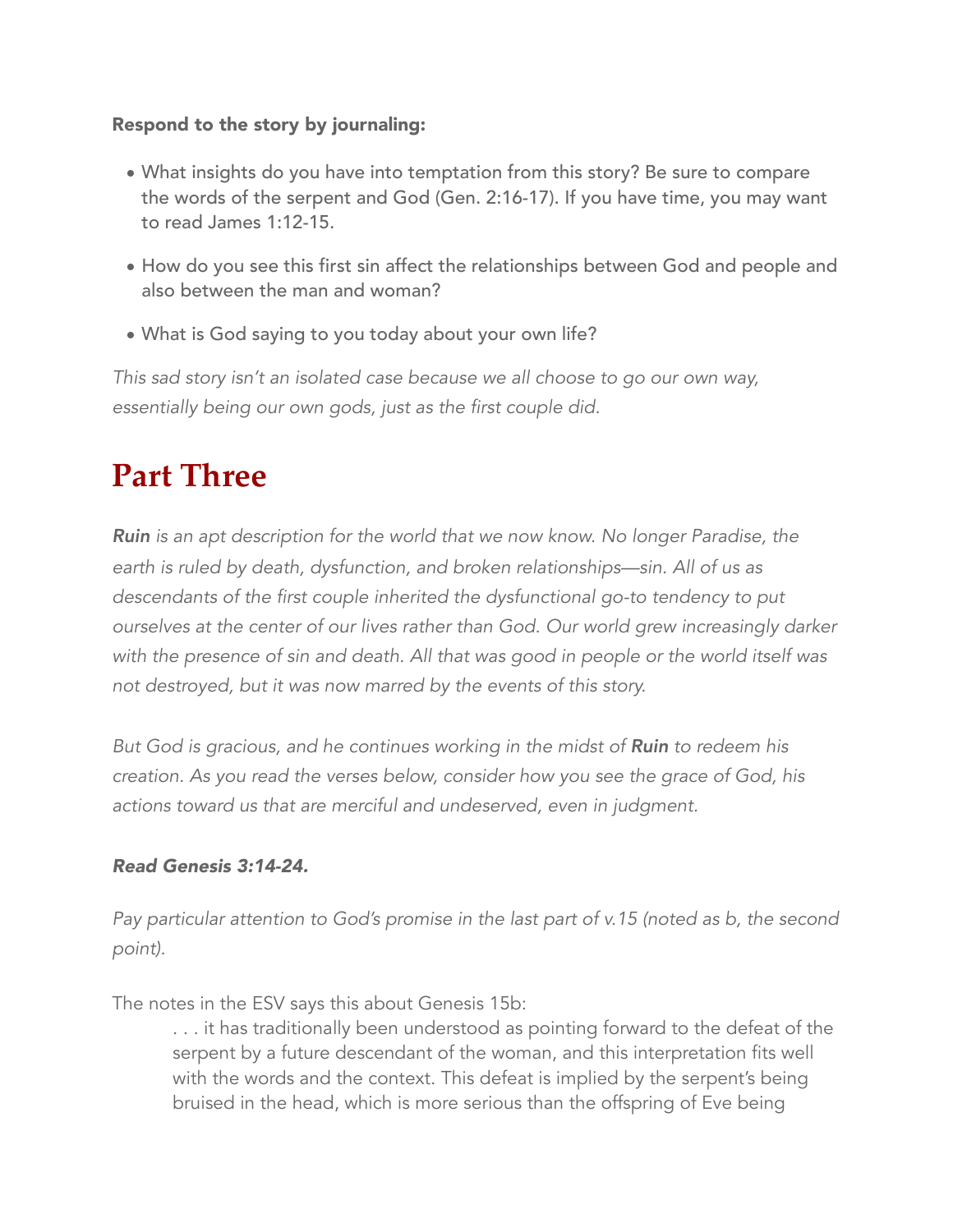**Respond to the story by journaling:**

- What insights do you have into temptation from this story? Be sure to compare the words of the serpent and God (Gen. 2:16-17). If you have time, you may want to read James 1:12-15.
- How do you see this first sin affect the relationships between God and people and also between the man and woman?
- What is God saying to you today about your own life?

*This sad story isn't an isolated case because we all choose to go our own way, essentially being our own gods, just as the first couple did.*

# Part Three

***Ruin*** *is an apt description for the world that we now know. No longer Paradise, the earth is ruled by death, dysfunction, and broken relationships—sin. All of us as descendants of the first couple inherited the dysfunctional go-to tendency to put ourselves at the center of our lives rather than God. Our world grew increasingly darker with the presence of sin and death. All that was good in people or the world itself was not destroyed, but it was now marred by the events of this story.*

*But God is gracious, and he continues working in the midst of* ***Ruin*** *to redeem his creation. As you read the verses below, consider how you see the grace of God, his actions toward us that are merciful and undeserved, even in judgment.*

***Read Genesis 3:14-24.***

*Pay particular attention to God's promise in the last part of v.15 (noted as b, the second point).*

The notes in the ESV says this about Genesis 15b:

> . . . it has traditionally been understood as pointing forward to the defeat of the serpent by a future descendant of the woman, and this interpretation fits well with the words and the context. This defeat is implied by the serpent's being bruised in the head, which is more serious than the offspring of Eve being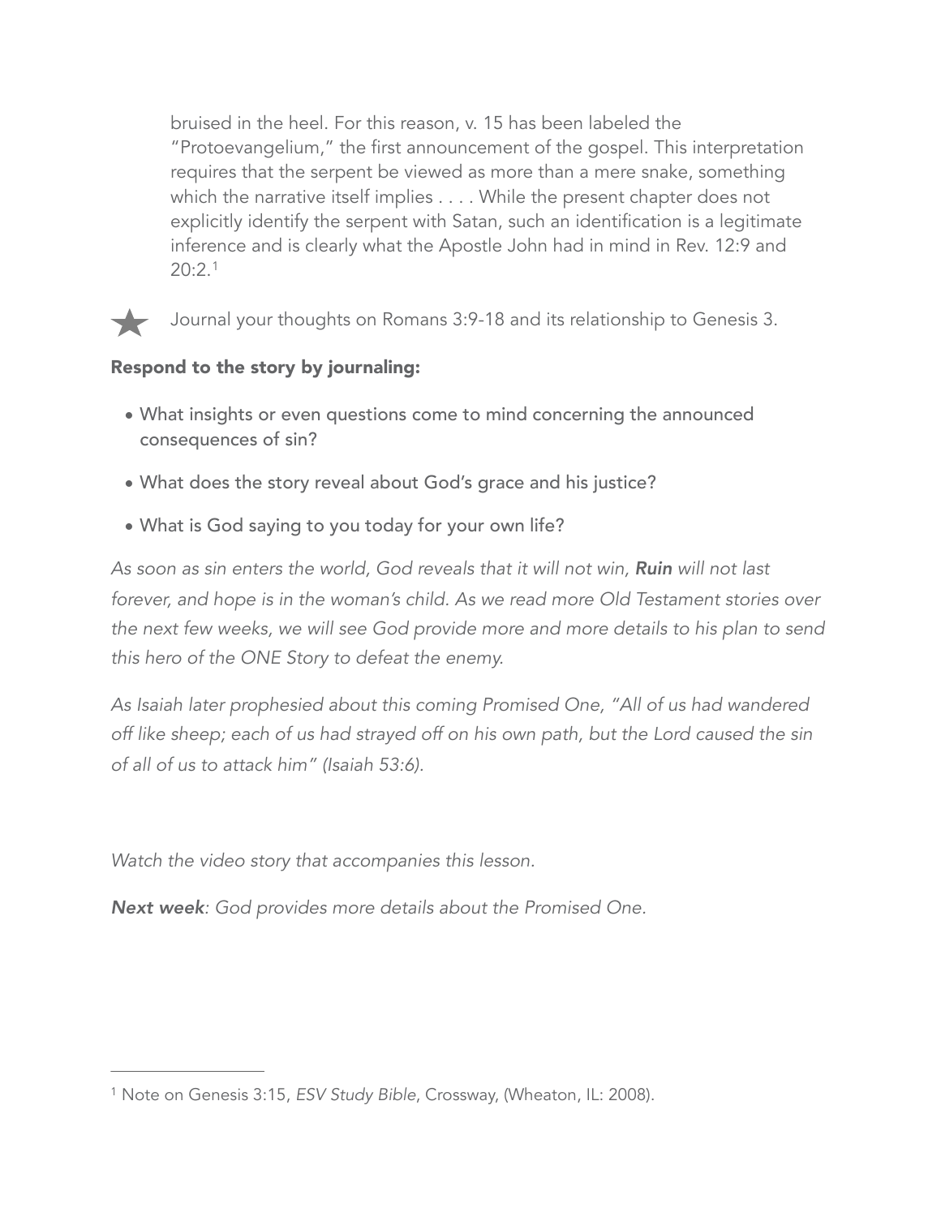> bruised in the heel. For this reason, v. 15 has been labeled the "Protoevangelium," the first announcement of the gospel. This interpretation requires that the serpent be viewed as more than a mere snake, something which the narrative itself implies . . . . While the present chapter does not explicitly identify the serpent with Satan, such an identification is a legitimate inference and is clearly what the Apostle John had in mind in Rev. 12:9 and 20:2.[1]

★ Journal your thoughts on Romans 3:9-18 and its relationship to Genesis 3.

**Respond to the story by journaling:**

- What insights or even questions come to mind concerning the announced consequences of sin?
- What does the story reveal about God's grace and his justice?
- What is God saying to you today for your own life?

*As soon as sin enters the world, God reveals that it will not win,* ***Ruin*** *will not last forever, and hope is in the woman's child. As we read more Old Testament stories over the next few weeks, we will see God provide more and more details to his plan to send this hero of the ONE Story to defeat the enemy.*

*As Isaiah later prophesied about this coming Promised One, "All of us had wandered off like sheep; each of us had strayed off on his own path, but the Lord caused the sin of all of us to attack him" (Isaiah 53:6).*

*Watch the video story that accompanies this lesson.*

***Next week****: God provides more details about the Promised One.*

---

[1] Note on Genesis 3:15, *ESV Study Bible*, Crossway, (Wheaton, IL: 2008).